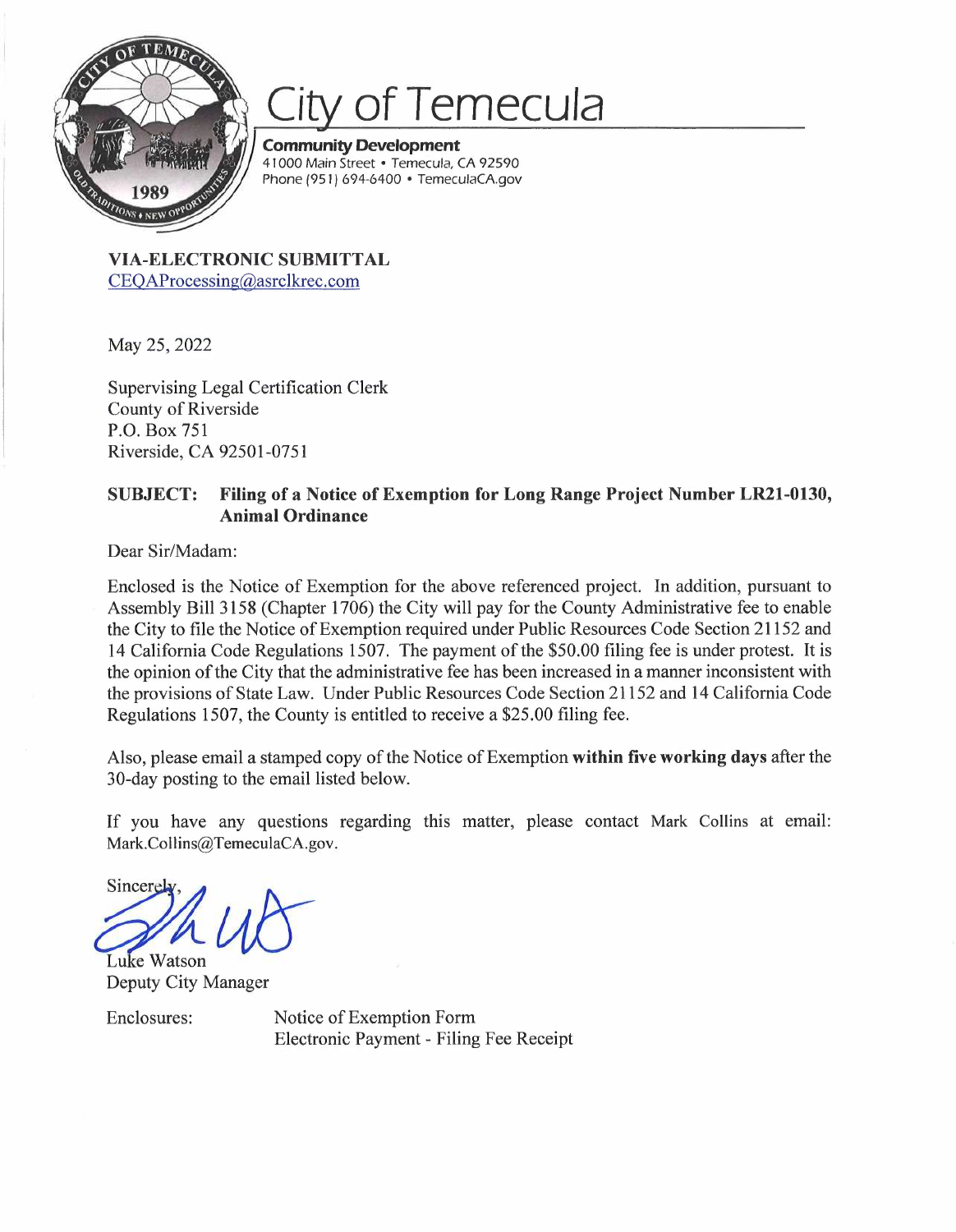# City of Temecula

**Community Development**
41000 Main Street • Temecula, CA 92590
Phone (951) 694-6400 • TemeculaCA.gov

**VIA-ELECTRONIC SUBMITTAL**
CEQAProcessing@asrclkrec.com

May 25, 2022

Supervising Legal Certification Clerk
County of Riverside
P.O. Box 751
Riverside, CA 92501-0751

**SUBJECT: Filing of a Notice of Exemption for Long Range Project Number LR21-0130, Animal Ordinance**

Dear Sir/Madam:

Enclosed is the Notice of Exemption for the above referenced project. In addition, pursuant to Assembly Bill 3158 (Chapter 1706) the City will pay for the County Administrative fee to enable the City to file the Notice of Exemption required under Public Resources Code Section 21152 and 14 California Code Regulations 1507. The payment of the $50.00 filing fee is under protest. It is the opinion of the City that the administrative fee has been increased in a manner inconsistent with the provisions of State Law. Under Public Resources Code Section 21152 and 14 California Code Regulations 1507, the County is entitled to receive a $25.00 filing fee.

Also, please email a stamped copy of the Notice of Exemption **within five working days** after the 30-day posting to the email listed below.

If you have any questions regarding this matter, please contact Mark Collins at email: Mark.Collins@TemeculaCA.gov.

Sincerely,

Luke Watson
Deputy City Manager

Enclosures: Notice of Exemption Form
Electronic Payment - Filing Fee Receipt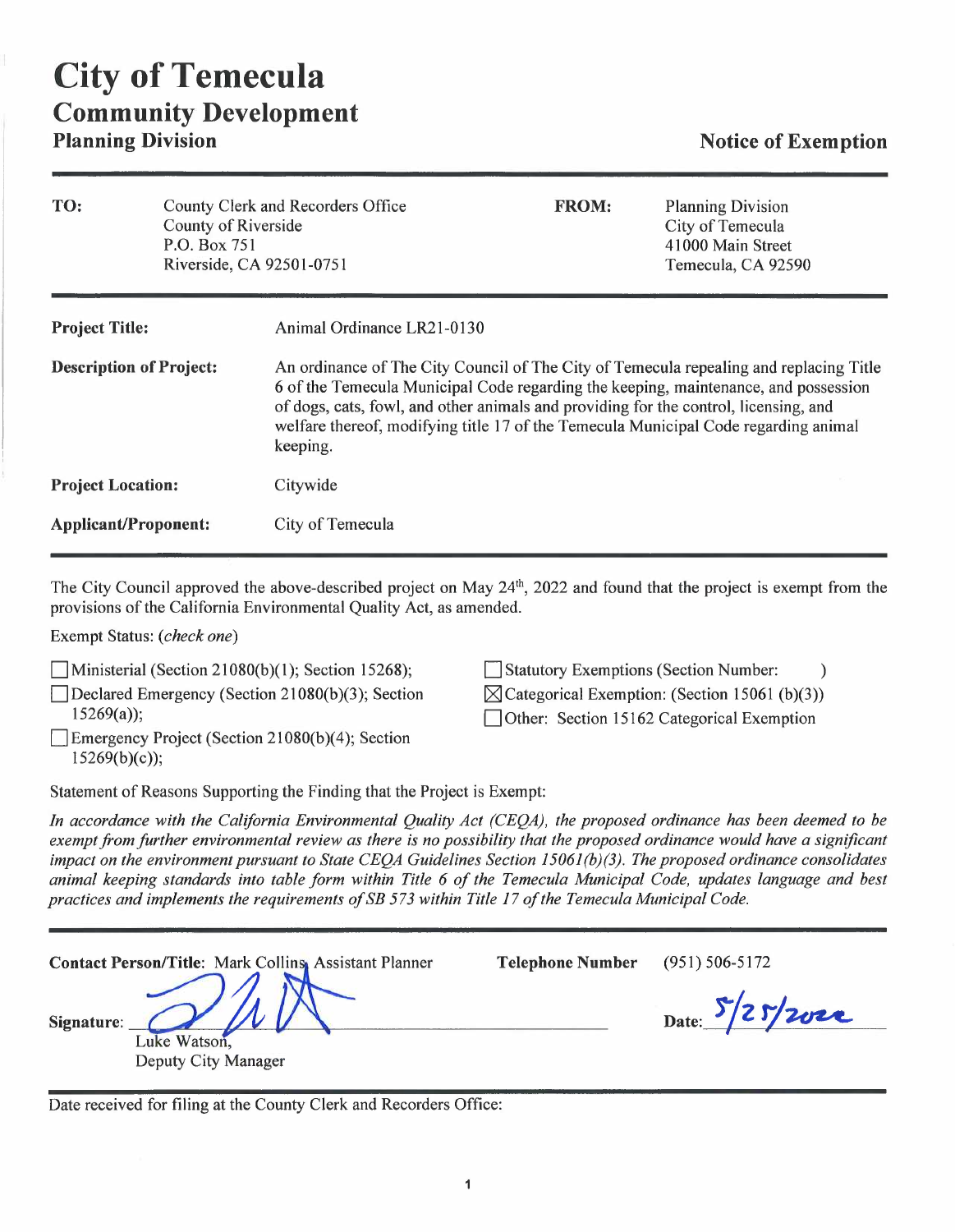# City of Temecula

## Community Development

### Planning Division

**Notice of Exemption**

| | | | |
|---|---|---|---|
| **TO:** | County Clerk and Recorders Office<br>County of Riverside<br>P.O. Box 751<br>Riverside, CA 92501-0751 | **FROM:** | Planning Division<br>City of Temecula<br>41000 Main Street<br>Temecula, CA 92590 |

| | |
|---|---|
| **Project Title:** | Animal Ordinance LR21-0130 |
| **Description of Project:** | An ordinance of The City Council of The City of Temecula repealing and replacing Title 6 of the Temecula Municipal Code regarding the keeping, maintenance, and possession of dogs, cats, fowl, and other animals and providing for the control, licensing, and welfare thereof, modifying title 17 of the Temecula Municipal Code regarding animal keeping. |
| **Project Location:** | Citywide |
| **Applicant/Proponent:** | City of Temecula |

The City Council approved the above-described project on May 24th, 2022 and found that the project is exempt from the provisions of the California Environmental Quality Act, as amended.

Exempt Status: *(check one)*

- ☐ Ministerial (Section 21080(b)(1); Section 15268);
- ☐ Declared Emergency (Section 21080(b)(3); Section 15269(a));
- ☐ Emergency Project (Section 21080(b)(4); Section 15269(b)(c));
- ☐ Statutory Exemptions (Section Number: )
- ☒ Categorical Exemption: (Section 15061 (b)(3))
- ☐ Other: Section 15162 Categorical Exemption

Statement of Reasons Supporting the Finding that the Project is Exempt:

*In accordance with the California Environmental Quality Act (CEQA), the proposed ordinance has been deemed to be exempt from further environmental review as there is no possibility that the proposed ordinance would have a significant impact on the environment pursuant to State CEQA Guidelines Section 15061(b)(3). The proposed ordinance consolidates animal keeping standards into table form within Title 6 of the Temecula Municipal Code, updates language and best practices and implements the requirements of SB 573 within Title 17 of the Temecula Municipal Code.*

**Contact Person/Title:** Mark Collins, Assistant Planner **Telephone Number** (951) 506-5172

**Signature:** ____________________
Luke Watson,
Deputy City Manager

**Date:** 5/25/2022

Date received for filing at the County Clerk and Recorders Office: